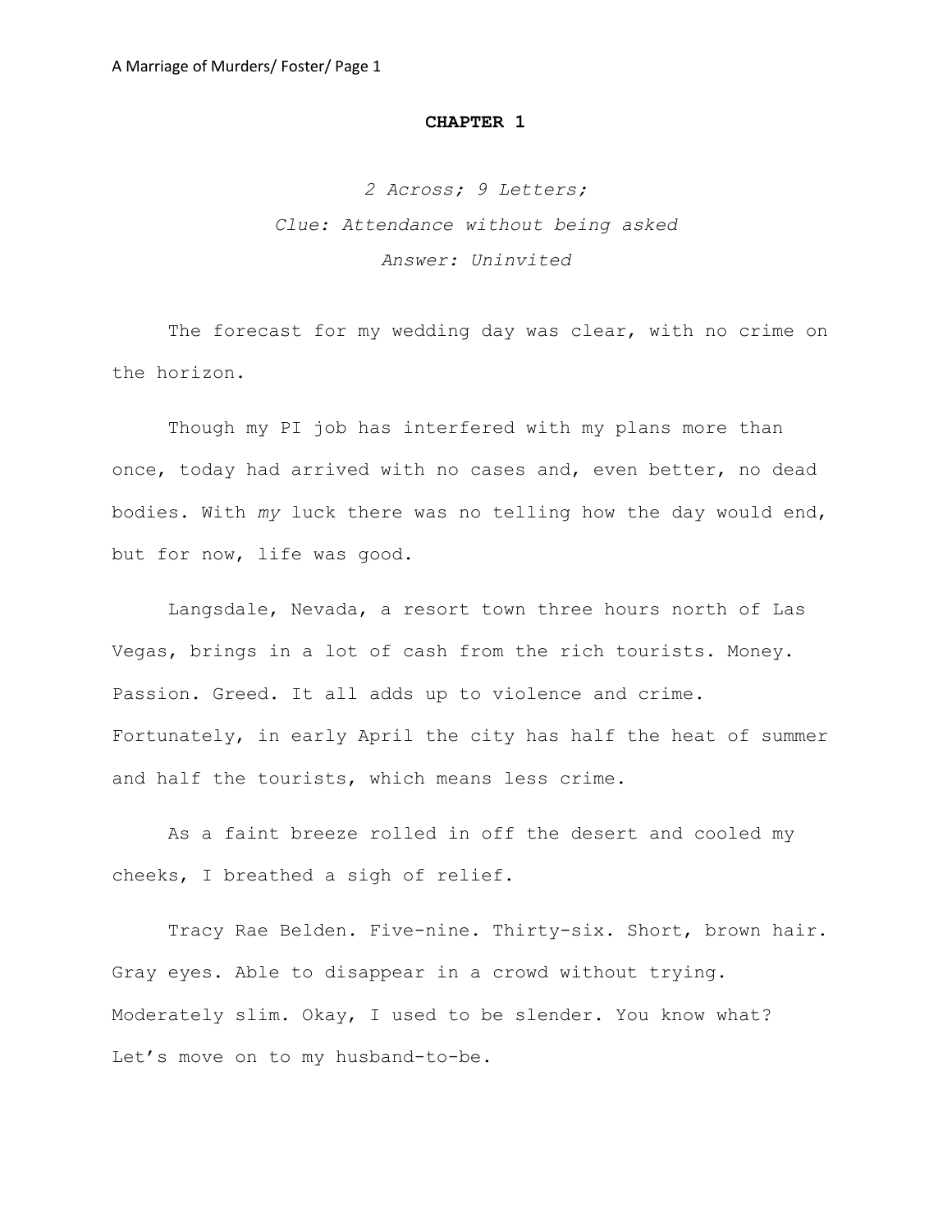# CHAPTER 1

*2 Across; 9 Letters;*

*Clue: Attendance without being asked*

*Answer: Uninvited*

The forecast for my wedding day was clear, with no crime on the horizon.

Though my PI job has interfered with my plans more than once, today had arrived with no cases and, even better, no dead bodies. With *my* luck there was no telling how the day would end, but for now, life was good.

Langsdale, Nevada, a resort town three hours north of Las Vegas, brings in a lot of cash from the rich tourists. Money. Passion. Greed. It all adds up to violence and crime. Fortunately, in early April the city has half the heat of summer and half the tourists, which means less crime.

As a faint breeze rolled in off the desert and cooled my cheeks, I breathed a sigh of relief.

Tracy Rae Belden. Five-nine. Thirty-six. Short, brown hair. Gray eyes. Able to disappear in a crowd without trying. Moderately slim. Okay, I used to be slender. You know what? Let's move on to my husband-to-be.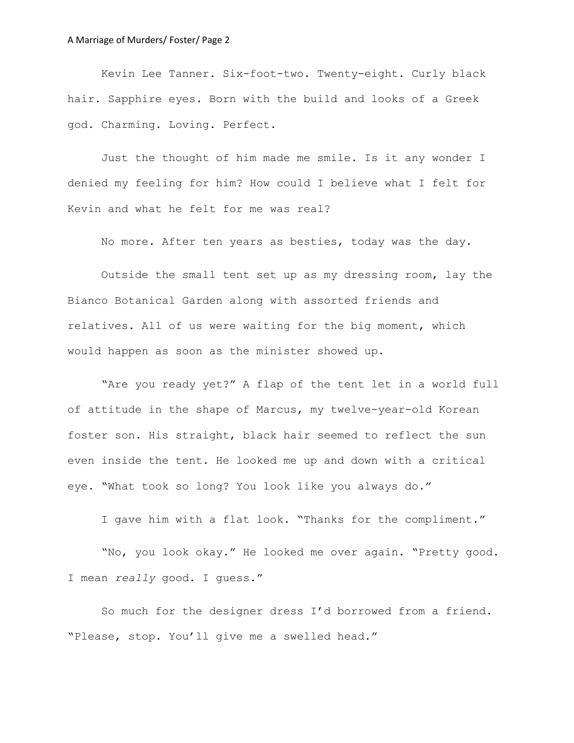Kevin Lee Tanner. Six-foot-two. Twenty-eight. Curly black hair. Sapphire eyes. Born with the build and looks of a Greek god. Charming. Loving. Perfect.

Just the thought of him made me smile. Is it any wonder I denied my feeling for him? How could I believe what I felt for Kevin and what he felt for me was real?

No more. After ten years as besties, today was the day.

Outside the small tent set up as my dressing room, lay the Bianco Botanical Garden along with assorted friends and relatives. All of us were waiting for the big moment, which would happen as soon as the minister showed up.

"Are you ready yet?" A flap of the tent let in a world full of attitude in the shape of Marcus, my twelve-year-old Korean foster son. His straight, black hair seemed to reflect the sun even inside the tent. He looked me up and down with a critical eye. "What took so long? You look like you always do."

I gave him with a flat look. "Thanks for the compliment."

"No, you look okay." He looked me over again. "Pretty good. I mean *really* good. I guess."

So much for the designer dress I'd borrowed from a friend. "Please, stop. You'll give me a swelled head."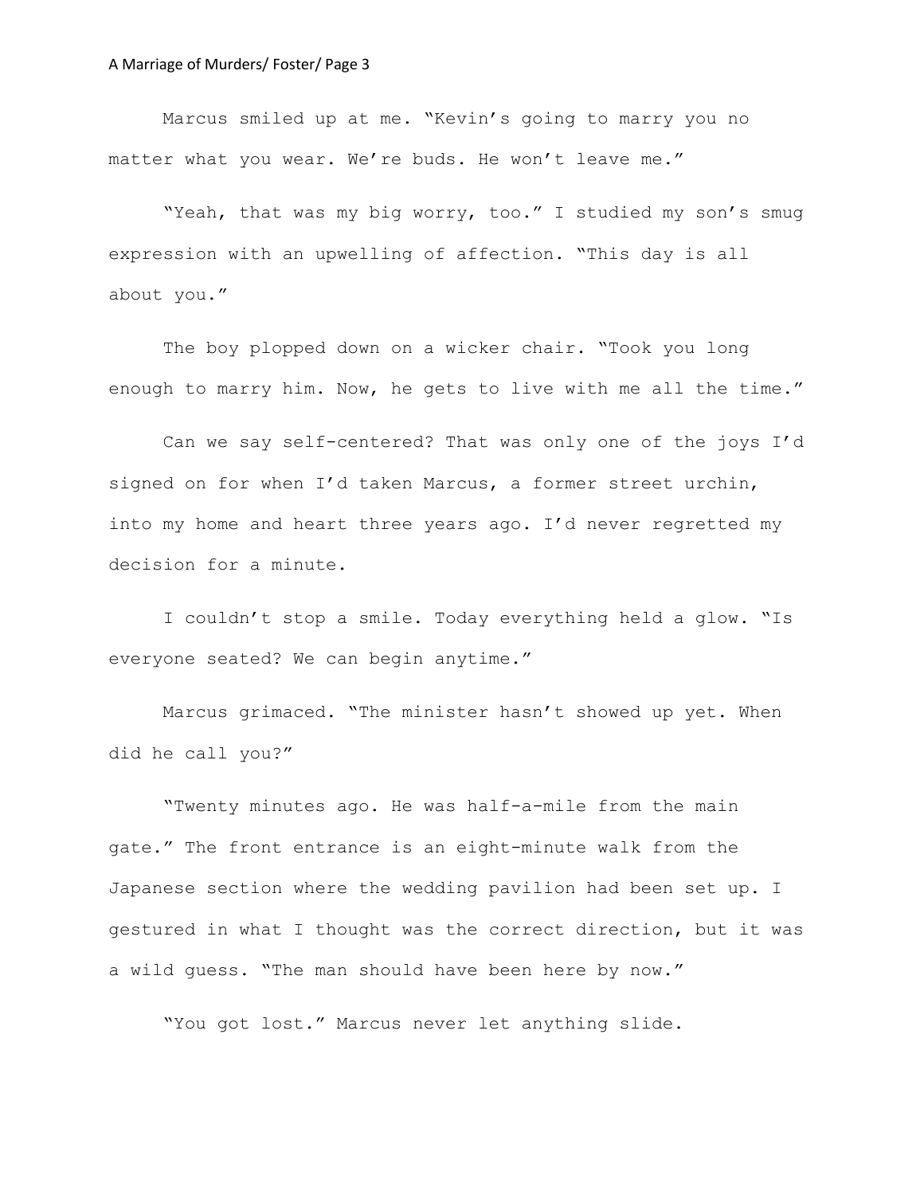Marcus smiled up at me. "Kevin's going to marry you no matter what you wear. We're buds. He won't leave me."

"Yeah, that was my big worry, too." I studied my son's smug expression with an upwelling of affection. "This day is all about you."

The boy plopped down on a wicker chair. "Took you long enough to marry him. Now, he gets to live with me all the time."

Can we say self-centered? That was only one of the joys I'd signed on for when I'd taken Marcus, a former street urchin, into my home and heart three years ago. I'd never regretted my decision for a minute.

I couldn't stop a smile. Today everything held a glow. "Is everyone seated? We can begin anytime."

Marcus grimaced. "The minister hasn't showed up yet. When did he call you?"

"Twenty minutes ago. He was half-a-mile from the main gate." The front entrance is an eight-minute walk from the Japanese section where the wedding pavilion had been set up. I gestured in what I thought was the correct direction, but it was a wild guess. "The man should have been here by now."

"You got lost." Marcus never let anything slide.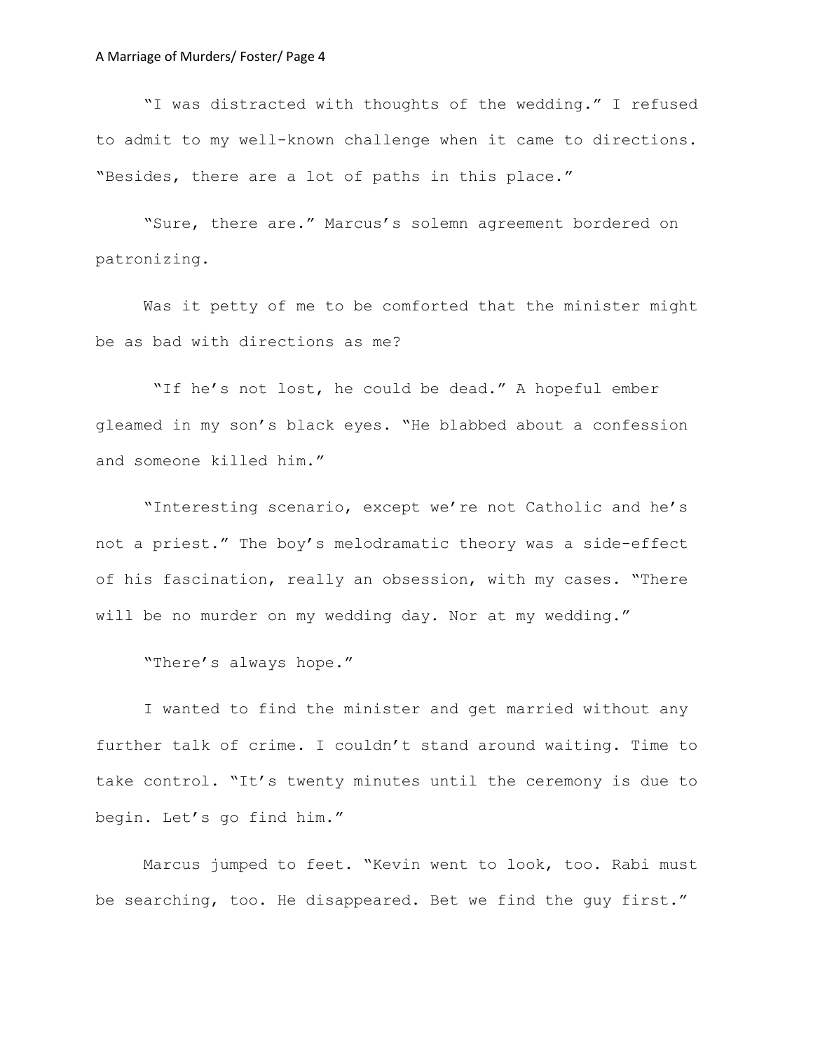"I was distracted with thoughts of the wedding." I refused to admit to my well-known challenge when it came to directions. "Besides, there are a lot of paths in this place."

"Sure, there are." Marcus's solemn agreement bordered on patronizing.

Was it petty of me to be comforted that the minister might be as bad with directions as me?

"If he's not lost, he could be dead." A hopeful ember gleamed in my son's black eyes. "He blabbed about a confession and someone killed him."

"Interesting scenario, except we're not Catholic and he's not a priest." The boy's melodramatic theory was a side-effect of his fascination, really an obsession, with my cases. "There will be no murder on my wedding day. Nor at my wedding."

"There's always hope."

I wanted to find the minister and get married without any further talk of crime. I couldn't stand around waiting. Time to take control. "It's twenty minutes until the ceremony is due to begin. Let's go find him."

Marcus jumped to feet. "Kevin went to look, too. Rabi must be searching, too. He disappeared. Bet we find the guy first."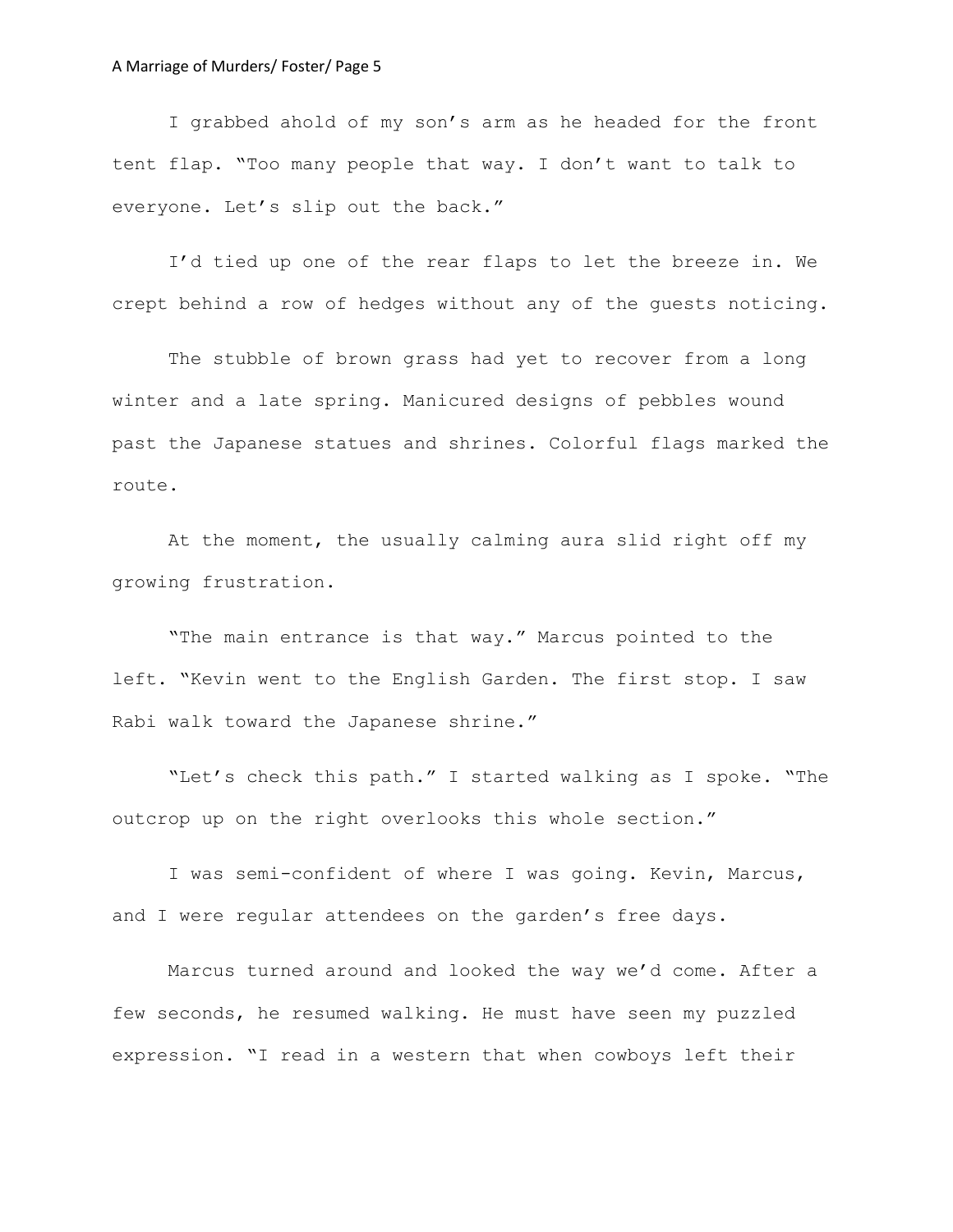I grabbed ahold of my son's arm as he headed for the front tent flap. "Too many people that way. I don't want to talk to everyone. Let's slip out the back."

I'd tied up one of the rear flaps to let the breeze in. We crept behind a row of hedges without any of the guests noticing.

The stubble of brown grass had yet to recover from a long winter and a late spring. Manicured designs of pebbles wound past the Japanese statues and shrines. Colorful flags marked the route.

At the moment, the usually calming aura slid right off my growing frustration.

"The main entrance is that way." Marcus pointed to the left. "Kevin went to the English Garden. The first stop. I saw Rabi walk toward the Japanese shrine."

"Let's check this path." I started walking as I spoke. "The outcrop up on the right overlooks this whole section."

I was semi-confident of where I was going. Kevin, Marcus, and I were regular attendees on the garden's free days.

Marcus turned around and looked the way we'd come. After a few seconds, he resumed walking. He must have seen my puzzled expression. "I read in a western that when cowboys left their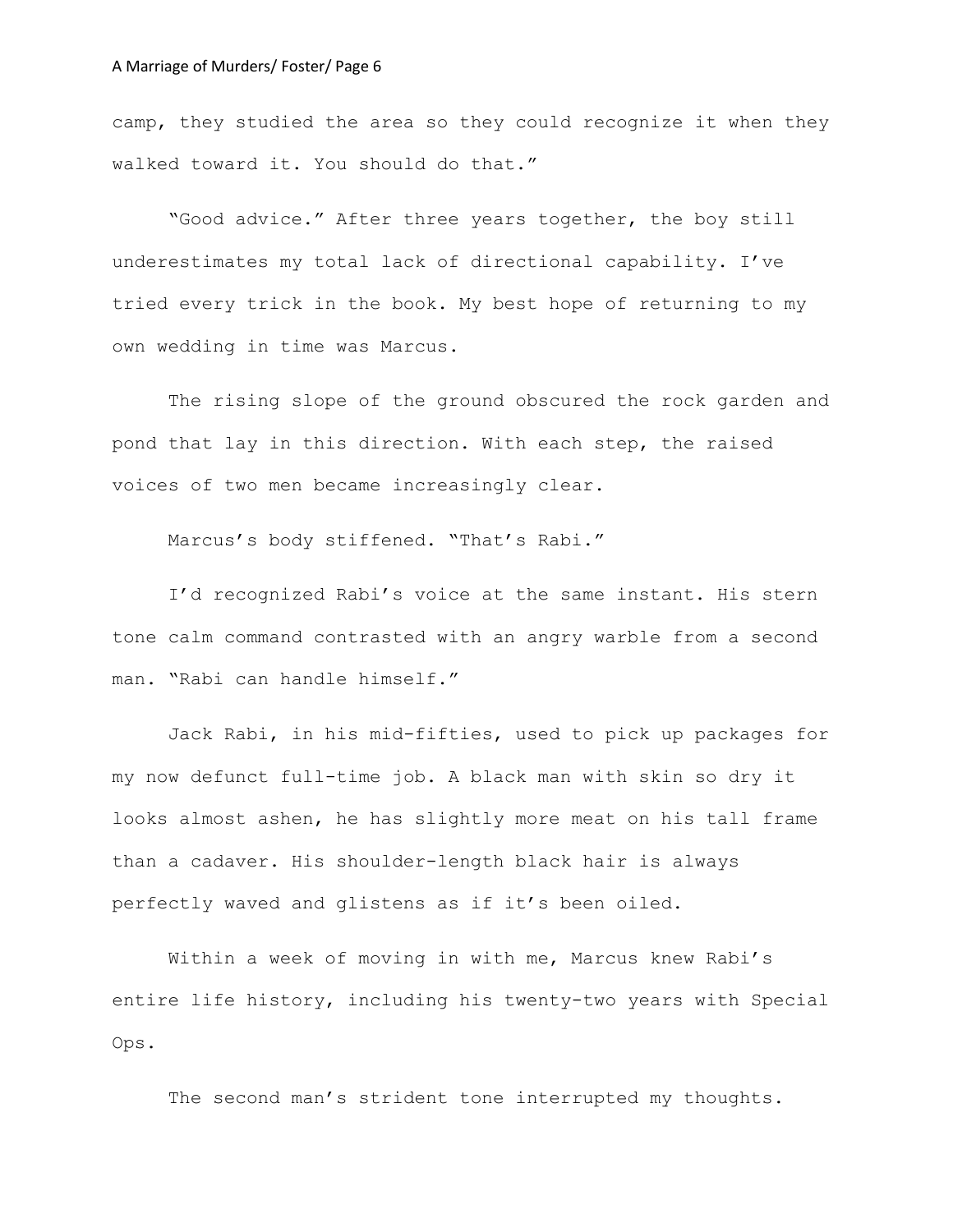camp, they studied the area so they could recognize it when they walked toward it. You should do that."

"Good advice." After three years together, the boy still underestimates my total lack of directional capability. I've tried every trick in the book. My best hope of returning to my own wedding in time was Marcus.

The rising slope of the ground obscured the rock garden and pond that lay in this direction. With each step, the raised voices of two men became increasingly clear.

Marcus's body stiffened. "That's Rabi."

I'd recognized Rabi's voice at the same instant. His stern tone calm command contrasted with an angry warble from a second man. "Rabi can handle himself."

Jack Rabi, in his mid-fifties, used to pick up packages for my now defunct full-time job. A black man with skin so dry it looks almost ashen, he has slightly more meat on his tall frame than a cadaver. His shoulder-length black hair is always perfectly waved and glistens as if it's been oiled.

Within a week of moving in with me, Marcus knew Rabi's entire life history, including his twenty-two years with Special Ops.

The second man's strident tone interrupted my thoughts.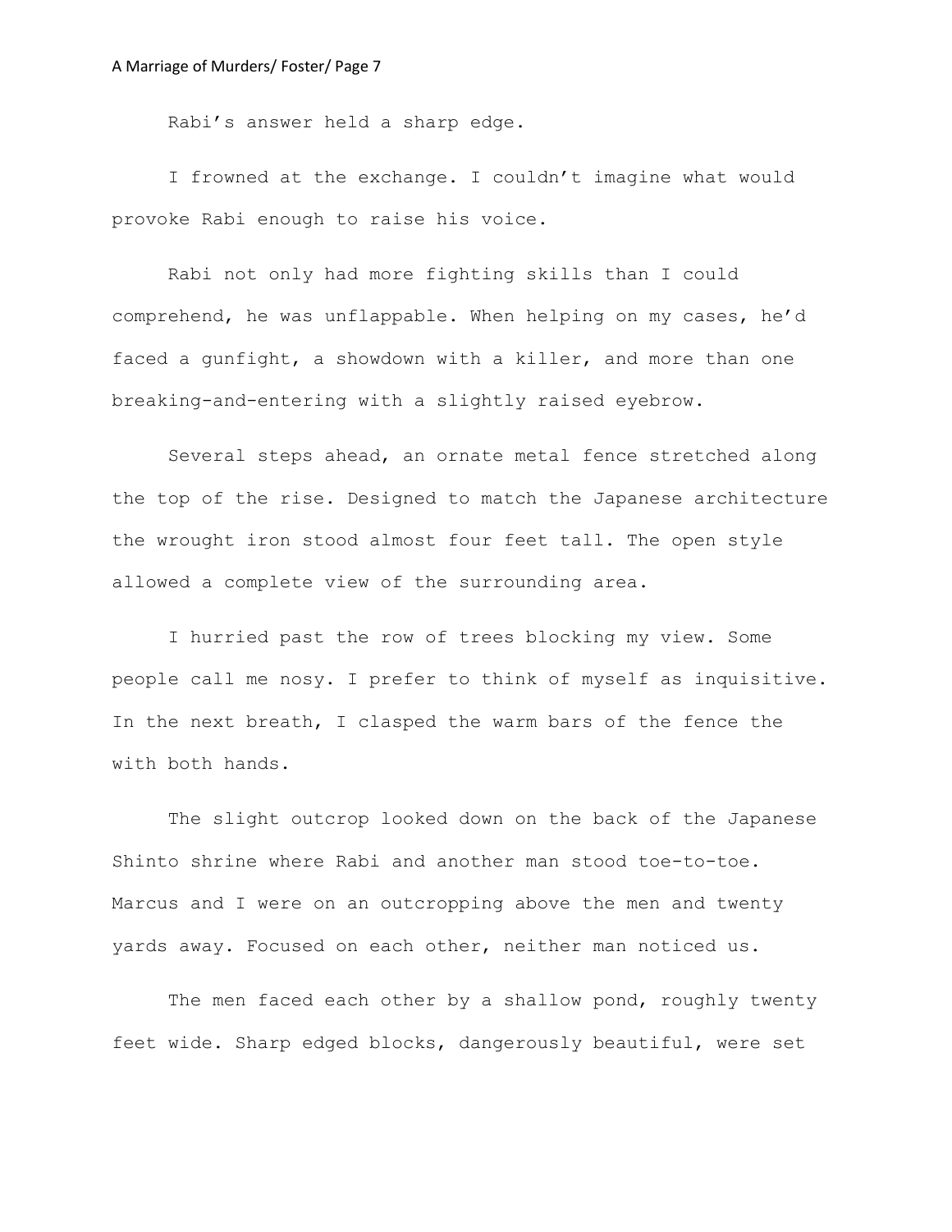Rabi's answer held a sharp edge.

I frowned at the exchange. I couldn't imagine what would provoke Rabi enough to raise his voice.

Rabi not only had more fighting skills than I could comprehend, he was unflappable. When helping on my cases, he'd faced a gunfight, a showdown with a killer, and more than one breaking-and-entering with a slightly raised eyebrow.

Several steps ahead, an ornate metal fence stretched along the top of the rise. Designed to match the Japanese architecture the wrought iron stood almost four feet tall. The open style allowed a complete view of the surrounding area.

I hurried past the row of trees blocking my view. Some people call me nosy. I prefer to think of myself as inquisitive. In the next breath, I clasped the warm bars of the fence the with both hands.

The slight outcrop looked down on the back of the Japanese Shinto shrine where Rabi and another man stood toe-to-toe. Marcus and I were on an outcropping above the men and twenty yards away. Focused on each other, neither man noticed us.

The men faced each other by a shallow pond, roughly twenty feet wide. Sharp edged blocks, dangerously beautiful, were set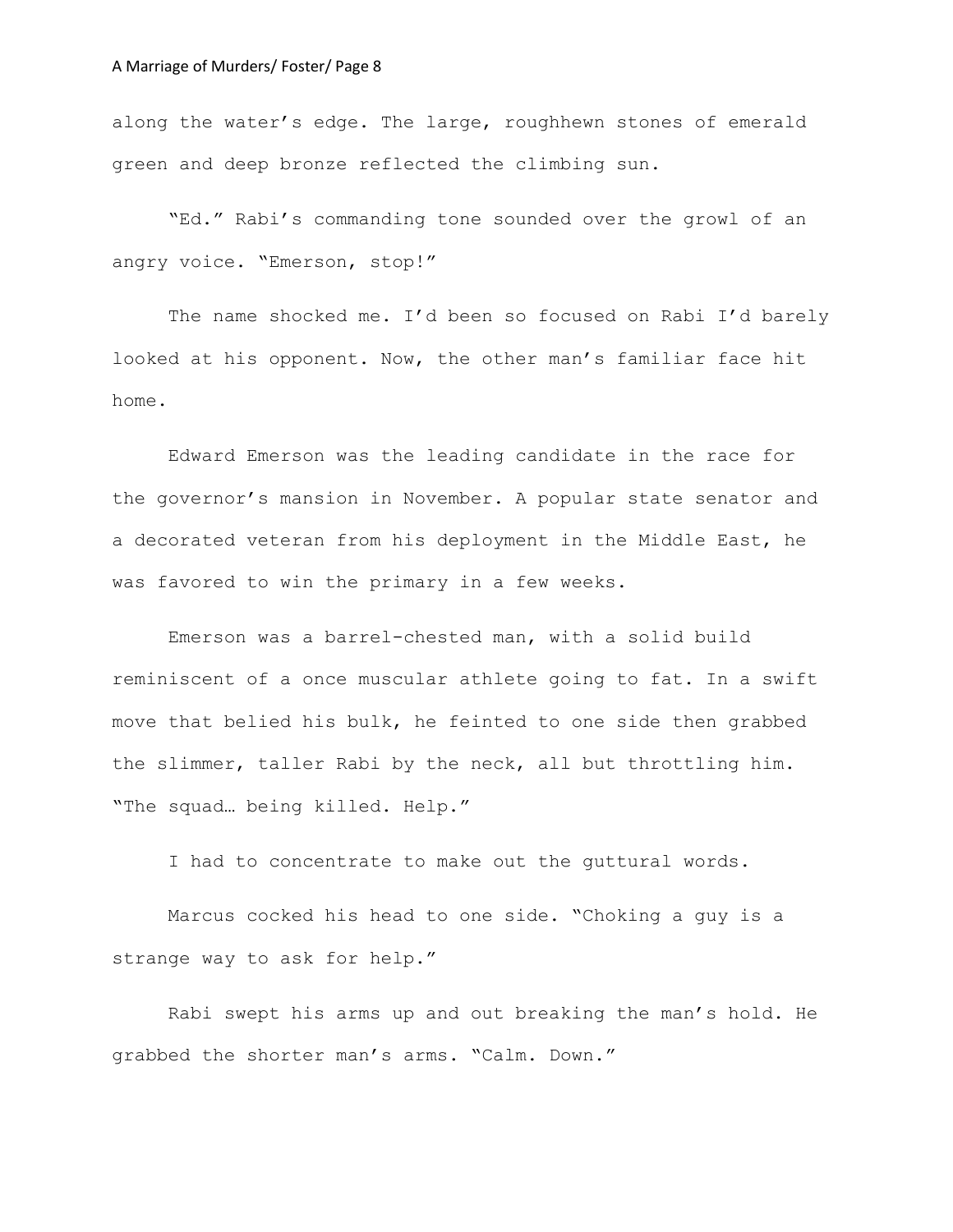along the water's edge. The large, roughhewn stones of emerald green and deep bronze reflected the climbing sun.

"Ed." Rabi's commanding tone sounded over the growl of an angry voice. "Emerson, stop!"

The name shocked me. I'd been so focused on Rabi I'd barely looked at his opponent. Now, the other man's familiar face hit home.

Edward Emerson was the leading candidate in the race for the governor's mansion in November. A popular state senator and a decorated veteran from his deployment in the Middle East, he was favored to win the primary in a few weeks.

Emerson was a barrel-chested man, with a solid build reminiscent of a once muscular athlete going to fat. In a swift move that belied his bulk, he feinted to one side then grabbed the slimmer, taller Rabi by the neck, all but throttling him. "The squad… being killed. Help."

I had to concentrate to make out the guttural words.

Marcus cocked his head to one side. "Choking a guy is a strange way to ask for help."

Rabi swept his arms up and out breaking the man's hold. He grabbed the shorter man's arms. "Calm. Down."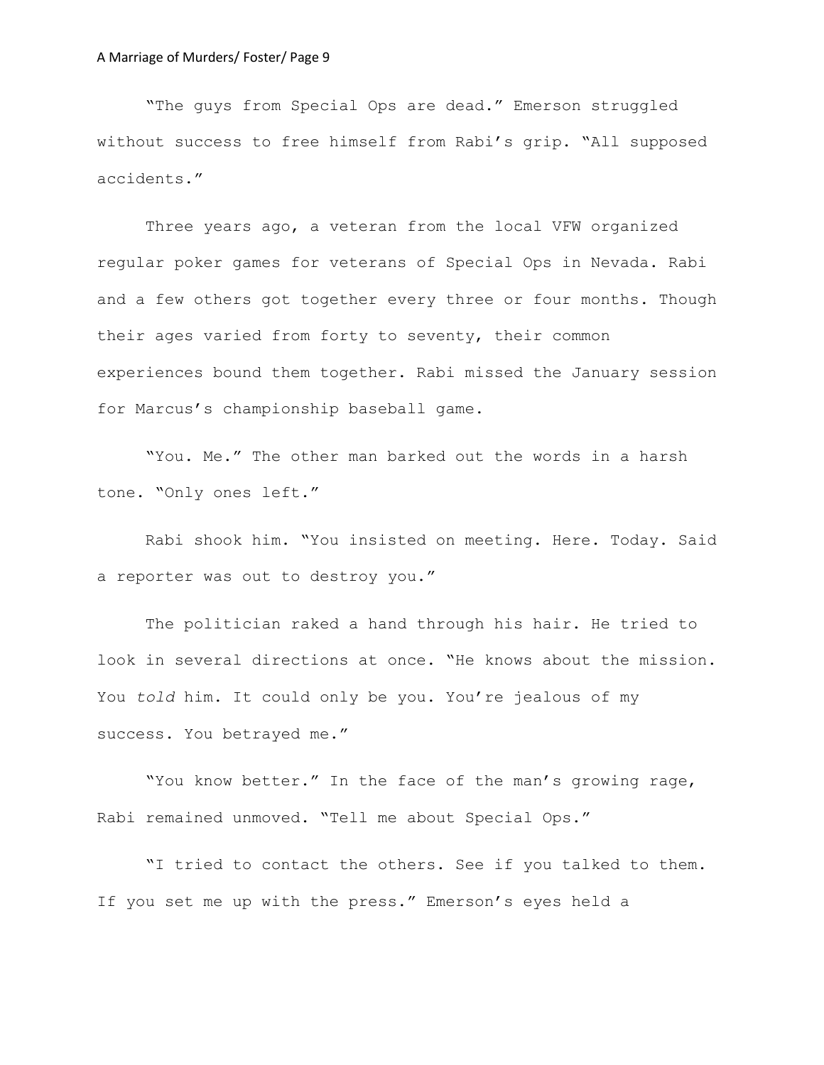"The guys from Special Ops are dead." Emerson struggled without success to free himself from Rabi's grip. "All supposed accidents."

Three years ago, a veteran from the local VFW organized regular poker games for veterans of Special Ops in Nevada. Rabi and a few others got together every three or four months. Though their ages varied from forty to seventy, their common experiences bound them together. Rabi missed the January session for Marcus's championship baseball game.

"You. Me." The other man barked out the words in a harsh tone. "Only ones left."

Rabi shook him. "You insisted on meeting. Here. Today. Said a reporter was out to destroy you."

The politician raked a hand through his hair. He tried to look in several directions at once. "He knows about the mission. You *told* him. It could only be you. You're jealous of my success. You betrayed me."

"You know better." In the face of the man's growing rage, Rabi remained unmoved. "Tell me about Special Ops."

"I tried to contact the others. See if you talked to them. If you set me up with the press." Emerson's eyes held a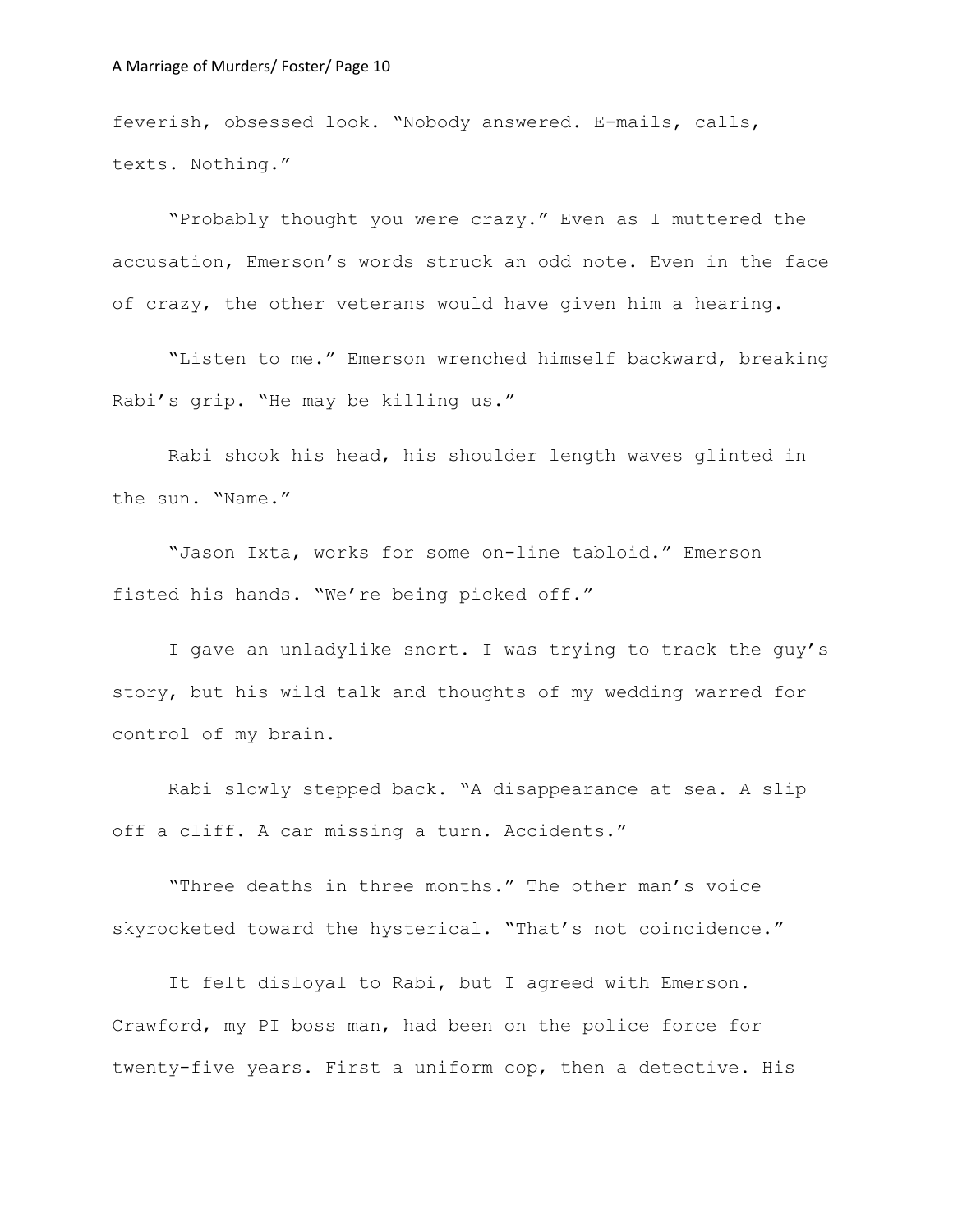feverish, obsessed look. "Nobody answered. E-mails, calls, texts. Nothing."

"Probably thought you were crazy." Even as I muttered the accusation, Emerson's words struck an odd note. Even in the face of crazy, the other veterans would have given him a hearing.

"Listen to me." Emerson wrenched himself backward, breaking Rabi's grip. "He may be killing us."

Rabi shook his head, his shoulder length waves glinted in the sun. "Name."

"Jason Ixta, works for some on-line tabloid." Emerson fisted his hands. "We're being picked off."

I gave an unladylike snort. I was trying to track the guy's story, but his wild talk and thoughts of my wedding warred for control of my brain.

Rabi slowly stepped back. "A disappearance at sea. A slip off a cliff. A car missing a turn. Accidents."

"Three deaths in three months." The other man's voice skyrocketed toward the hysterical. "That's not coincidence."

It felt disloyal to Rabi, but I agreed with Emerson. Crawford, my PI boss man, had been on the police force for twenty-five years. First a uniform cop, then a detective. His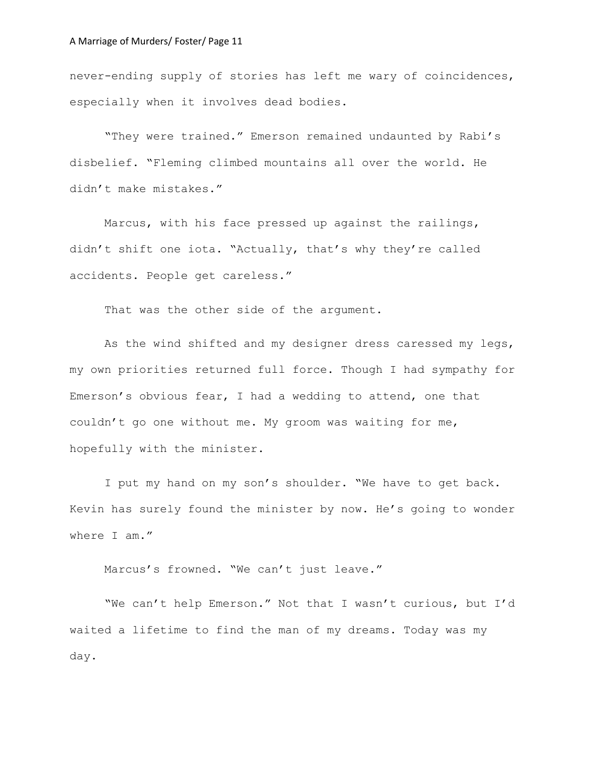never-ending supply of stories has left me wary of coincidences, especially when it involves dead bodies.

"They were trained." Emerson remained undaunted by Rabi's disbelief. "Fleming climbed mountains all over the world. He didn't make mistakes."

Marcus, with his face pressed up against the railings, didn't shift one iota. "Actually, that's why they're called accidents. People get careless."

That was the other side of the argument.

As the wind shifted and my designer dress caressed my legs, my own priorities returned full force. Though I had sympathy for Emerson's obvious fear, I had a wedding to attend, one that couldn't go one without me. My groom was waiting for me, hopefully with the minister.

I put my hand on my son's shoulder. "We have to get back. Kevin has surely found the minister by now. He's going to wonder where I am."

Marcus's frowned. "We can't just leave."

"We can't help Emerson." Not that I wasn't curious, but I'd waited a lifetime to find the man of my dreams. Today was my day.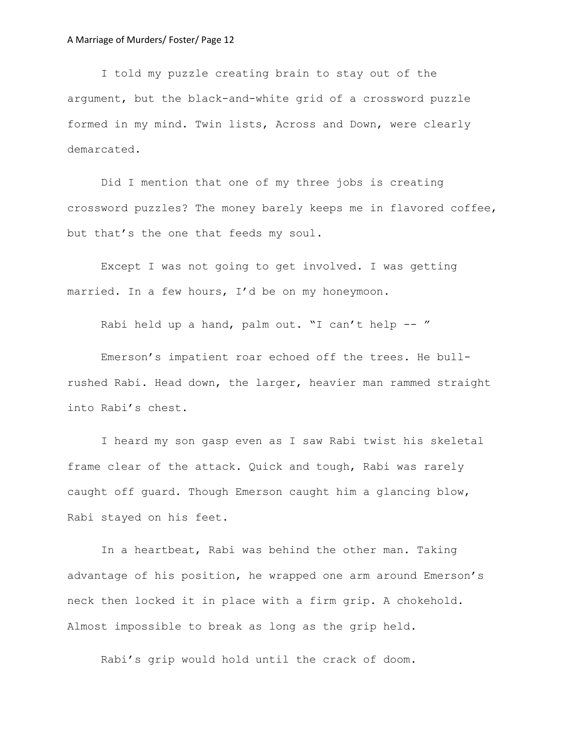I told my puzzle creating brain to stay out of the argument, but the black-and-white grid of a crossword puzzle formed in my mind. Twin lists, Across and Down, were clearly demarcated.

Did I mention that one of my three jobs is creating crossword puzzles? The money barely keeps me in flavored coffee, but that's the one that feeds my soul.

Except I was not going to get involved. I was getting married. In a few hours, I'd be on my honeymoon.

Rabi held up a hand, palm out. "I can't help -- "

Emerson's impatient roar echoed off the trees. He bull-rushed Rabi. Head down, the larger, heavier man rammed straight into Rabi's chest.

I heard my son gasp even as I saw Rabi twist his skeletal frame clear of the attack. Quick and tough, Rabi was rarely caught off guard. Though Emerson caught him a glancing blow, Rabi stayed on his feet.

In a heartbeat, Rabi was behind the other man. Taking advantage of his position, he wrapped one arm around Emerson's neck then locked it in place with a firm grip. A chokehold. Almost impossible to break as long as the grip held.

Rabi's grip would hold until the crack of doom.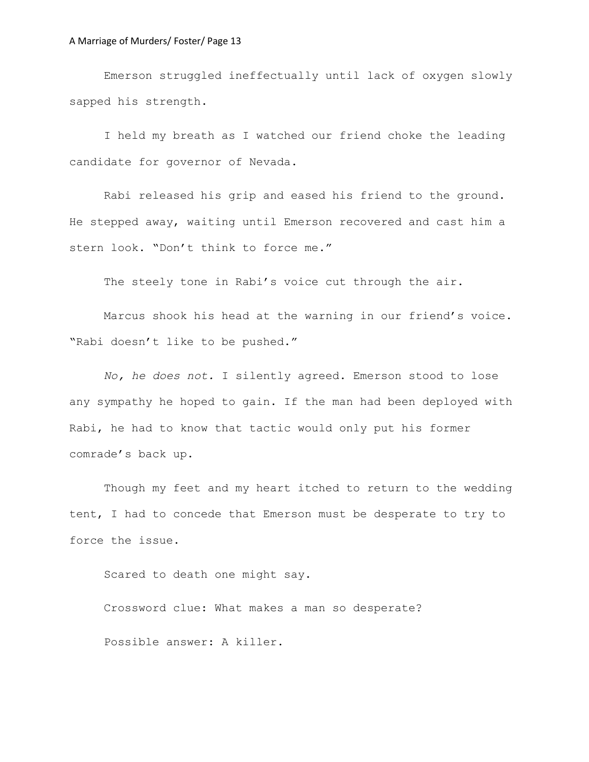Emerson struggled ineffectually until lack of oxygen slowly sapped his strength.

I held my breath as I watched our friend choke the leading candidate for governor of Nevada.

Rabi released his grip and eased his friend to the ground. He stepped away, waiting until Emerson recovered and cast him a stern look. "Don't think to force me."

The steely tone in Rabi's voice cut through the air.

Marcus shook his head at the warning in our friend's voice. "Rabi doesn't like to be pushed."

*No, he does not.* I silently agreed. Emerson stood to lose any sympathy he hoped to gain. If the man had been deployed with Rabi, he had to know that tactic would only put his former comrade's back up.

Though my feet and my heart itched to return to the wedding tent, I had to concede that Emerson must be desperate to try to force the issue.

Scared to death one might say.

Crossword clue: What makes a man so desperate?

Possible answer: A killer.